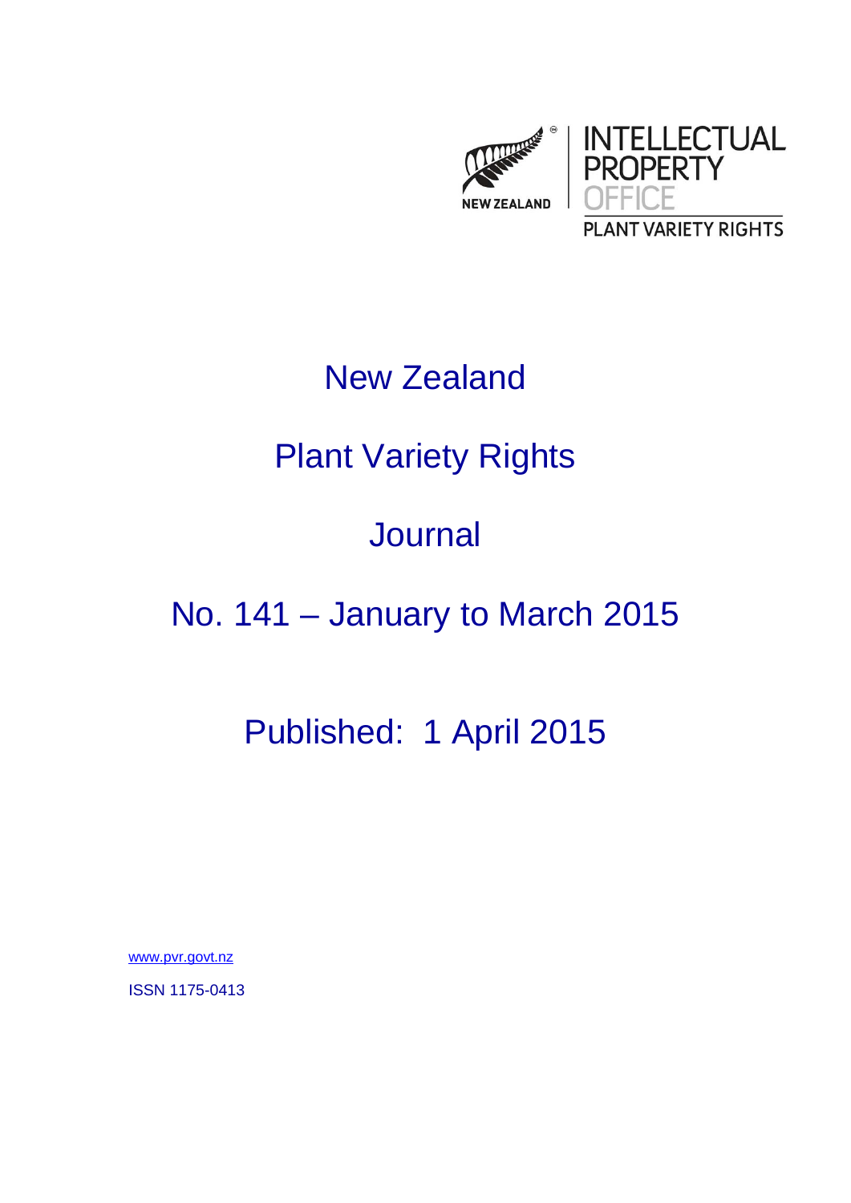NEW ZEALAND

INTELLECTUAL PROPERTY OFFICE

PLANT VARIETY RIGHTS

# New Zealand

# Plant Variety Rights

# Journal

# No. 141 – January to March 2015

## Published: 1 April 2015

www.pvr.govt.nz

ISSN 1175-0413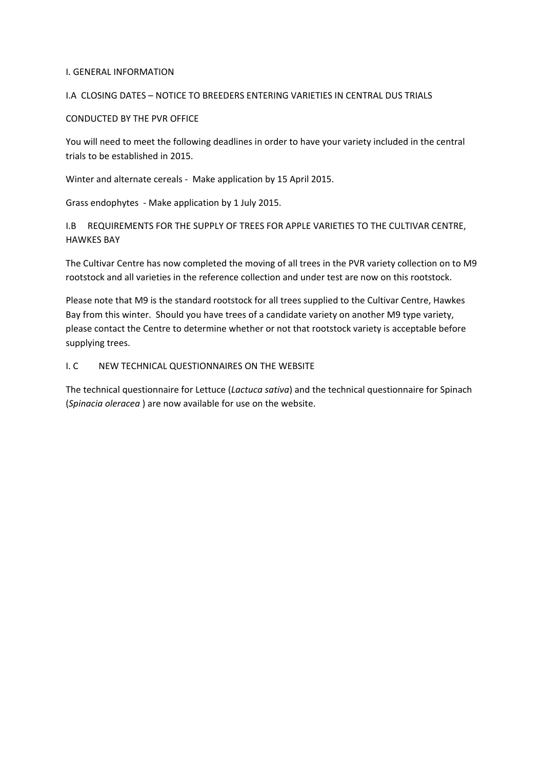# I. GENERAL INFORMATION

## I.A CLOSING DATES – NOTICE TO BREEDERS ENTERING VARIETIES IN CENTRAL DUS TRIALS CONDUCTED BY THE PVR OFFICE

You will need to meet the following deadlines in order to have your variety included in the central trials to be established in 2015.

Winter and alternate cereals - Make application by 15 April 2015.

Grass endophytes - Make application by 1 July 2015.

## I.B REQUIREMENTS FOR THE SUPPLY OF TREES FOR APPLE VARIETIES TO THE CULTIVAR CENTRE, HAWKES BAY

The Cultivar Centre has now completed the moving of all trees in the PVR variety collection on to M9 rootstock and all varieties in the reference collection and under test are now on this rootstock.

Please note that M9 is the standard rootstock for all trees supplied to the Cultivar Centre, Hawkes Bay from this winter. Should you have trees of a candidate variety on another M9 type variety, please contact the Centre to determine whether or not that rootstock variety is acceptable before supplying trees.

## I. C NEW TECHNICAL QUESTIONNAIRES ON THE WEBSITE

The technical questionnaire for Lettuce (*Lactuca sativa*) and the technical questionnaire for Spinach (*Spinacia oleracea* ) are now available for use on the website.